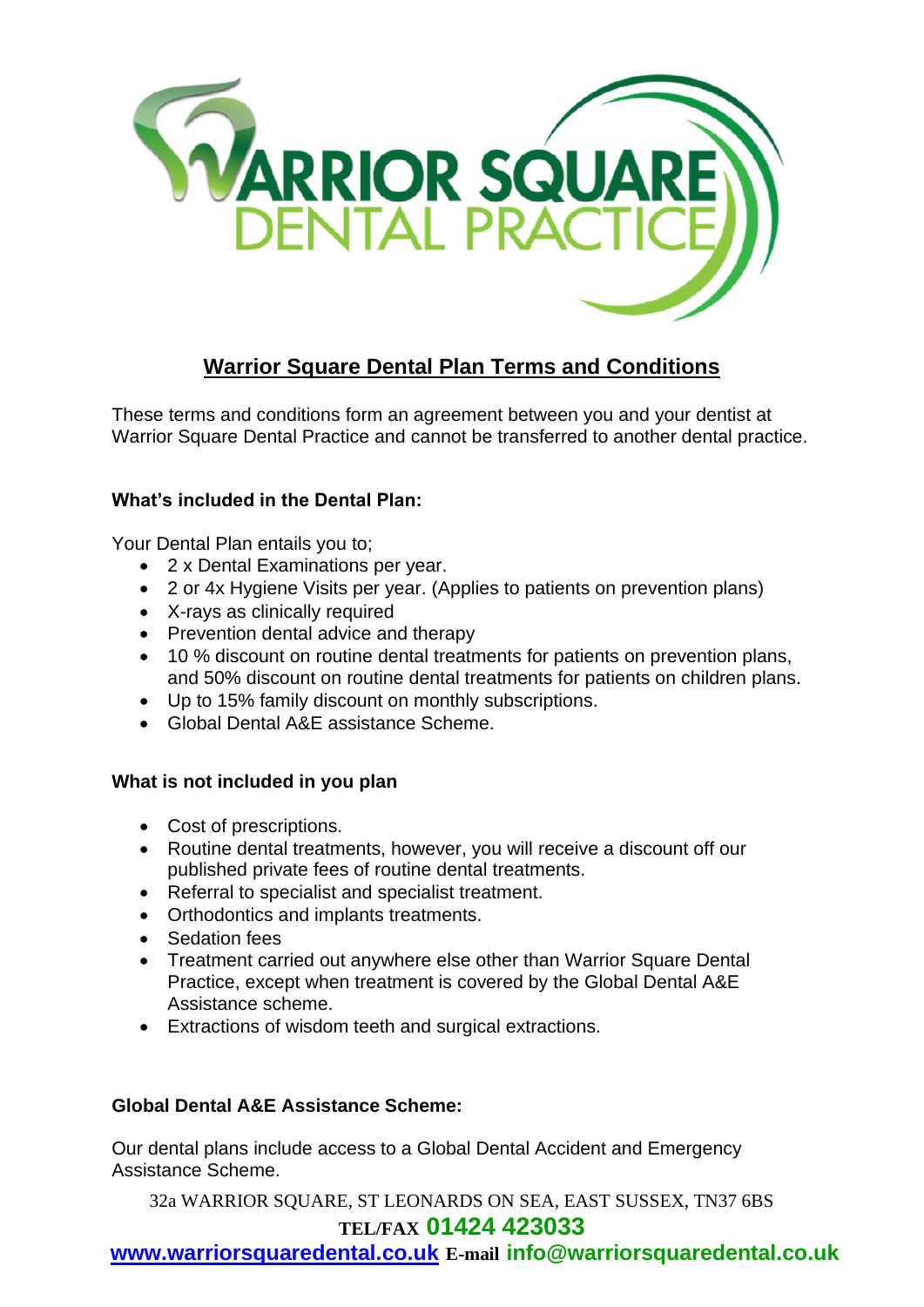# Warrior Square Dental Plan Terms and Conditions

These terms and conditions form an agreement between you and your dentist at Warrior Square Dental Practice and cannot be transferred to another dental practice.

**What's included in the Dental Plan:**

Your Dental Plan entails you to;

- 2 x Dental Examinations per year.
- 2 or 4x Hygiene Visits per year. (Applies to patients on prevention plans)
- X-rays as clinically required
- Prevention dental advice and therapy
- 10 % discount on routine dental treatments for patients on prevention plans, and 50% discount on routine dental treatments for patients on children plans.
- Up to 15% family discount on monthly subscriptions.
- Global Dental A&E assistance Scheme.

**What is not included in you plan**

- Cost of prescriptions.
- Routine dental treatments, however, you will receive a discount off our published private fees of routine dental treatments.
- Referral to specialist and specialist treatment.
- Orthodontics and implants treatments.
- Sedation fees
- Treatment carried out anywhere else other than Warrior Square Dental Practice, except when treatment is covered by the Global Dental A&E Assistance scheme.
- Extractions of wisdom teeth and surgical extractions.

**Global Dental A&E Assistance Scheme:**

Our dental plans include access to a Global Dental Accident and Emergency Assistance Scheme.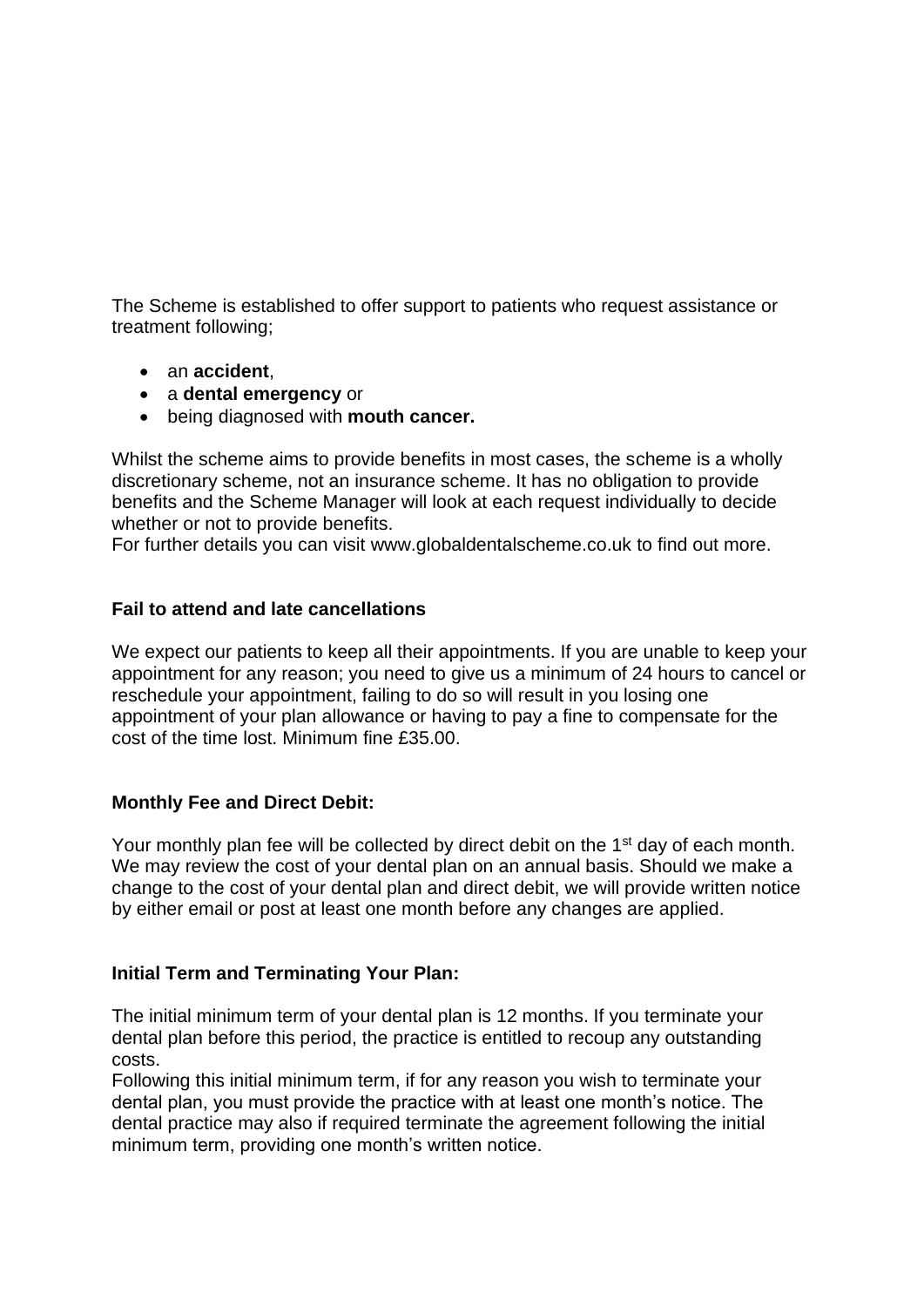The Scheme is established to offer support to patients who request assistance or treatment following;

- an **accident**,
- a **dental emergency** or
- being diagnosed with **mouth cancer.**

Whilst the scheme aims to provide benefits in most cases, the scheme is a wholly discretionary scheme, not an insurance scheme. It has no obligation to provide benefits and the Scheme Manager will look at each request individually to decide whether or not to provide benefits.
For further details you can visit www.globaldentalscheme.co.uk to find out more.

**Fail to attend and late cancellations**

We expect our patients to keep all their appointments. If you are unable to keep your appointment for any reason; you need to give us a minimum of 24 hours to cancel or reschedule your appointment, failing to do so will result in you losing one appointment of your plan allowance or having to pay a fine to compensate for the cost of the time lost. Minimum fine £35.00.

**Monthly Fee and Direct Debit:**

Your monthly plan fee will be collected by direct debit on the 1st day of each month. We may review the cost of your dental plan on an annual basis. Should we make a change to the cost of your dental plan and direct debit, we will provide written notice by either email or post at least one month before any changes are applied.

**Initial Term and Terminating Your Plan:**

The initial minimum term of your dental plan is 12 months. If you terminate your dental plan before this period, the practice is entitled to recoup any outstanding costs.
Following this initial minimum term, if for any reason you wish to terminate your dental plan, you must provide the practice with at least one month's notice. The dental practice may also if required terminate the agreement following the initial minimum term, providing one month's written notice.